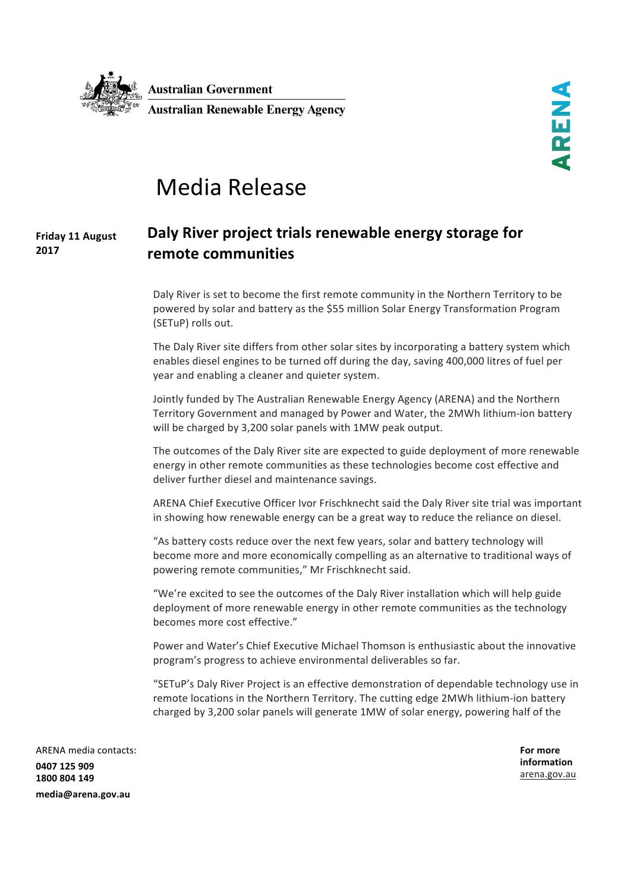Australian Government
Australian Renewable Energy Agency

ARENA

# Media Release

**Friday 11 August 2017**

## Daly River project trials renewable energy storage for remote communities

Daly River is set to become the first remote community in the Northern Territory to be powered by solar and battery as the $55 million Solar Energy Transformation Program (SETuP) rolls out.

The Daly River site differs from other solar sites by incorporating a battery system which enables diesel engines to be turned off during the day, saving 400,000 litres of fuel per year and enabling a cleaner and quieter system.

Jointly funded by The Australian Renewable Energy Agency (ARENA) and the Northern Territory Government and managed by Power and Water, the 2MWh lithium-ion battery will be charged by 3,200 solar panels with 1MW peak output.

The outcomes of the Daly River site are expected to guide deployment of more renewable energy in other remote communities as these technologies become cost effective and deliver further diesel and maintenance savings.

ARENA Chief Executive Officer Ivor Frischknecht said the Daly River site trial was important in showing how renewable energy can be a great way to reduce the reliance on diesel.

"As battery costs reduce over the next few years, solar and battery technology will become more and more economically compelling as an alternative to traditional ways of powering remote communities," Mr Frischknecht said.

"We're excited to see the outcomes of the Daly River installation which will help guide deployment of more renewable energy in other remote communities as the technology becomes more cost effective."

Power and Water's Chief Executive Michael Thomson is enthusiastic about the innovative program's progress to achieve environmental deliverables so far.

"SETuP's Daly River Project is an effective demonstration of dependable technology use in remote locations in the Northern Territory. The cutting edge 2MWh lithium-ion battery charged by 3,200 solar panels will generate 1MW of solar energy, powering half of the

ARENA media contacts:
**0407 125 909**
**1800 804 149**
**media@arena.gov.au**

**For more information**
arena.gov.au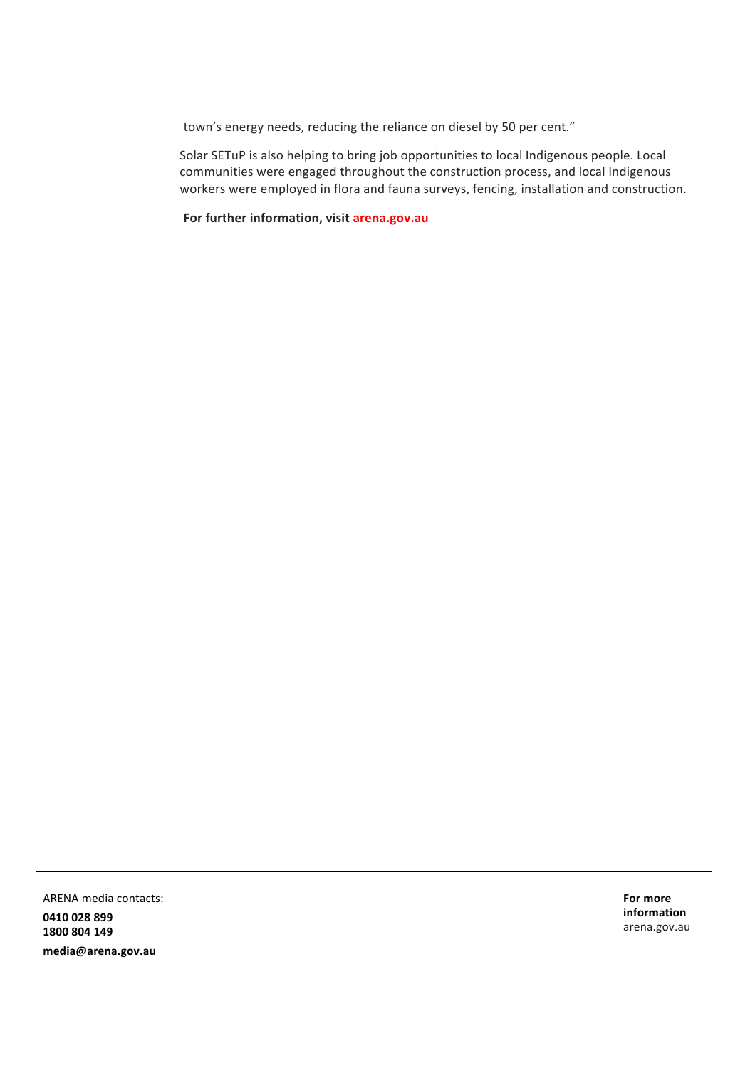town's energy needs, reducing the reliance on diesel by 50 per cent."

Solar SETuP is also helping to bring job opportunities to local Indigenous people. Local communities were engaged throughout the construction process, and local Indigenous workers were employed in flora and fauna surveys, fencing, installation and construction.

**For further information, visit arena.gov.au**

ARENA media contacts:

**0410 028 899**
**1800 804 149**

**media@arena.gov.au**

**For more information**
arena.gov.au